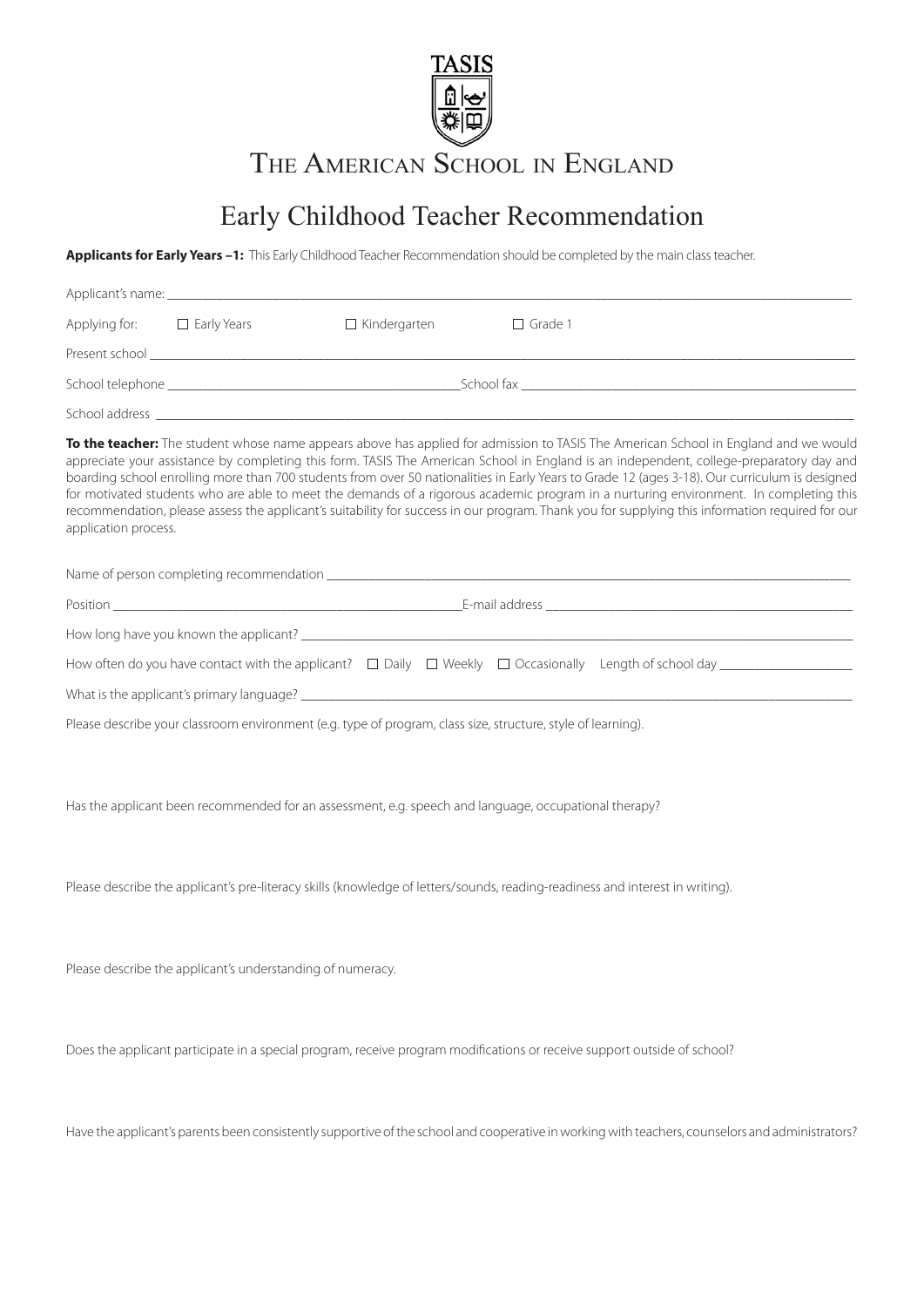TASIS

# The American School in England

## Early Childhood Teacher Recommendation

**Applicants for Early Years –1:** This Early Childhood Teacher Recommendation should be completed by the main class teacher.

Applicant's name: ___________________________________________

Applying for: ☐ Early Years ☐ Kindergarten ☐ Grade 1

Present school ___________________________________________

School telephone ______________________ School fax ______________________

School address ___________________________________________

**To the teacher:** The student whose name appears above has applied for admission to TASIS The American School in England and we would appreciate your assistance by completing this form. TASIS The American School in England is an independent, college-preparatory day and boarding school enrolling more than 700 students from over 50 nationalities in Early Years to Grade 12 (ages 3-18). Our curriculum is designed for motivated students who are able to meet the demands of a rigorous academic program in a nurturing environment. In completing this recommendation, please assess the applicant's suitability for success in our program. Thank you for supplying this information required for our application process.

Name of person completing recommendation ___________________________________________

Position ______________________ E-mail address ______________________

How long have you known the applicant? ___________________________________________

How often do you have contact with the applicant? ☐ Daily ☐ Weekly ☐ Occasionally Length of school day ______________

What is the applicant's primary language? ___________________________________________

Please describe your classroom environment (e.g. type of program, class size, structure, style of learning).

Has the applicant been recommended for an assessment, e.g. speech and language, occupational therapy?

Please describe the applicant's pre-literacy skills (knowledge of letters/sounds, reading-readiness and interest in writing).

Please describe the applicant's understanding of numeracy.

Does the applicant participate in a special program, receive program modifications or receive support outside of school?

Have the applicant's parents been consistently supportive of the school and cooperative in working with teachers, counselors and administrators?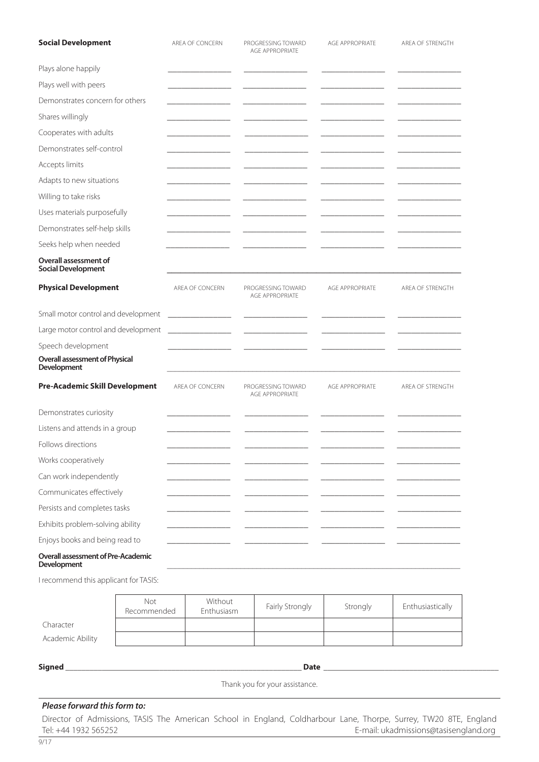| **Social Development** | AREA OF CONCERN | PROGRESSING TOWARD AGE APPROPRIATE | AGE APPROPRIATE | AREA OF STRENGTH |
|---|---|---|---|---|
| Plays alone happily | | | | |
| Plays well with peers | | | | |
| Demonstrates concern for others | | | | |
| Shares willingly | | | | |
| Cooperates with adults | | | | |
| Demonstrates self-control | | | | |
| Accepts limits | | | | |
| Adapts to new situations | | | | |
| Willing to take risks | | | | |
| Uses materials purposefully | | | | |
| Demonstrates self-help skills | | | | |
| Seeks help when needed | | | | |
| **Overall assessment of Social Development** | | | | |

| **Physical Development** | AREA OF CONCERN | PROGRESSING TOWARD AGE APPROPRIATE | AGE APPROPRIATE | AREA OF STRENGTH |
|---|---|---|---|---|
| Small motor control and development | | | | |
| Large motor control and development | | | | |
| Speech development | | | | |
| **Overall assessment of Physical Development** | | | | |

| **Pre-Academic Skill Development** | AREA OF CONCERN | PROGRESSING TOWARD AGE APPROPRIATE | AGE APPROPRIATE | AREA OF STRENGTH |
|---|---|---|---|---|
| Demonstrates curiosity | | | | |
| Listens and attends in a group | | | | |
| Follows directions | | | | |
| Works cooperatively | | | | |
| Can work independently | | | | |
| Communicates effectively | | | | |
| Persists and completes tasks | | | | |
| Exhibits problem-solving ability | | | | |
| Enjoys books and being read to | | | | |
| **Overall assessment of Pre-Academic Development** | | | | |

I recommend this applicant for TASIS:

| | Not Recommended | Without Enthusiasm | Fairly Strongly | Strongly | Enthusiastically |
|---|---|---|---|---|---|
| Character | | | | | |
| Academic Ability | | | | | |

**Signed** ________________________________ **Date** ________________________________

Thank you for your assistance.

***Please forward this form to:***

Director of Admissions, TASIS The American School in England, Coldharbour Lane, Thorpe, Surrey, TW20 8TE, England
Tel: +44 1932 565252 E-mail: ukadmissions@tasisengland.org

9/17